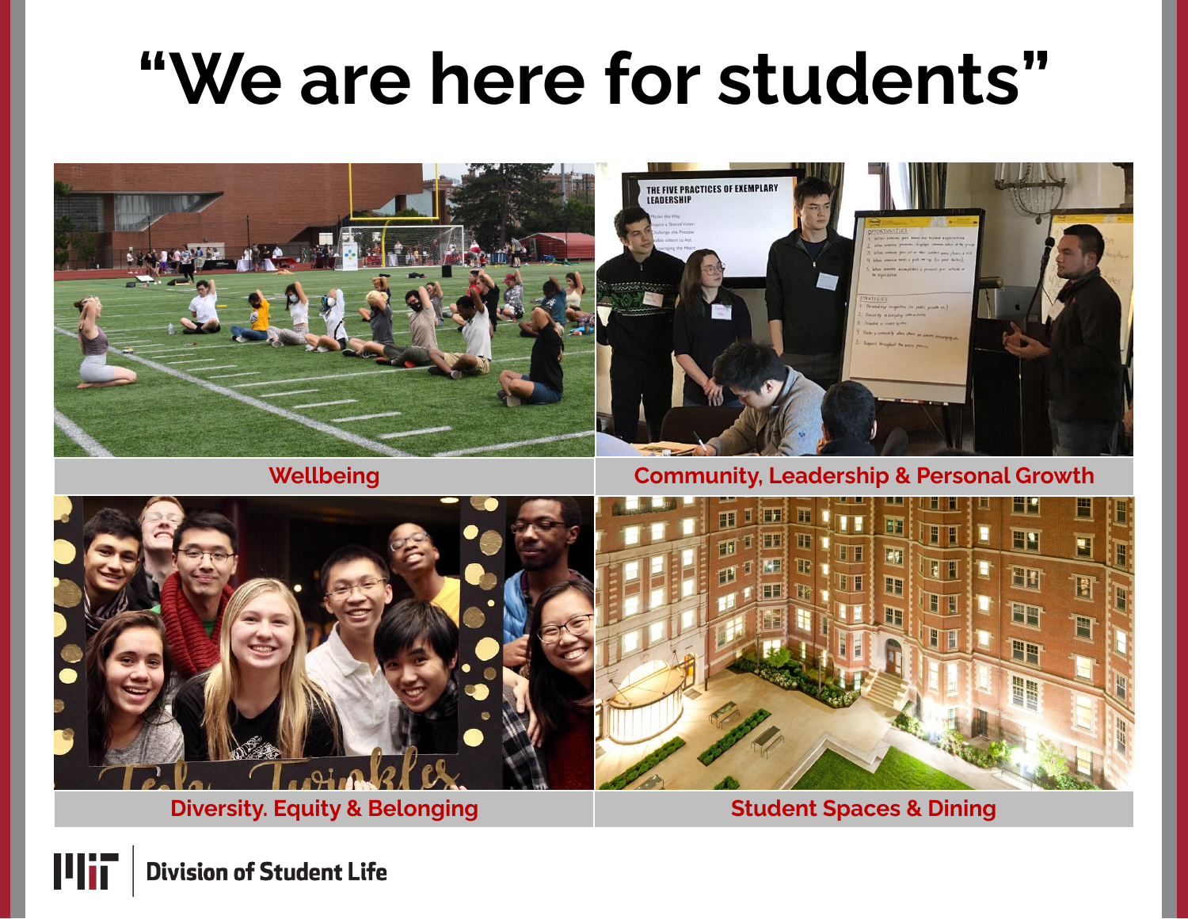# "We are here for students"

Wellbeing

Community, Leadership & Personal Growth

Diversity. Equity & Belonging

Student Spaces & Dining

Division of Student Life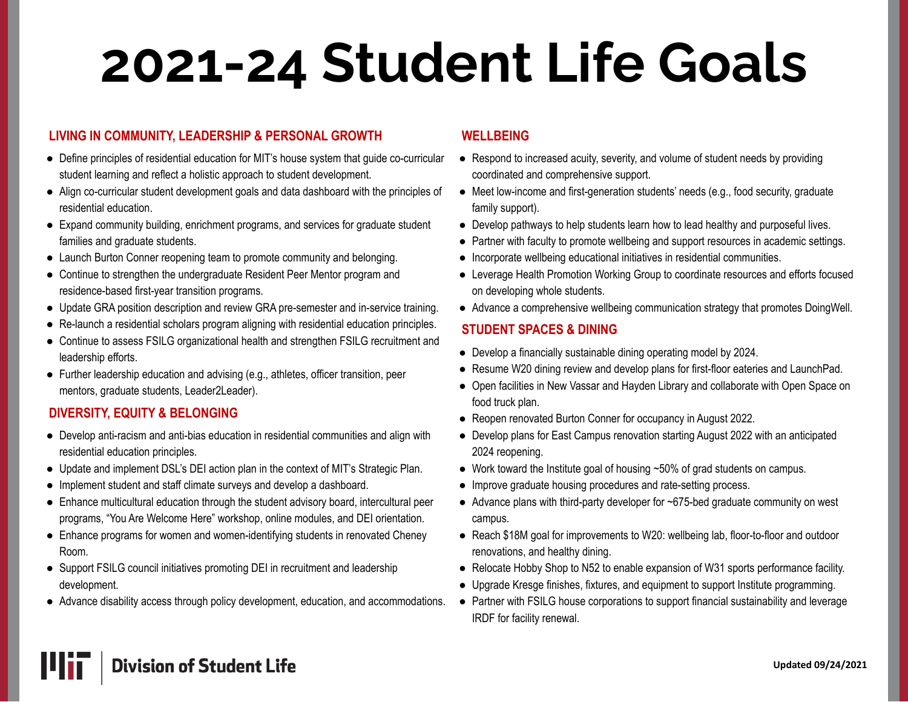# 2021-24 Student Life Goals

## LIVING IN COMMUNITY, LEADERSHIP & PERSONAL GROWTH

- Define principles of residential education for MIT's house system that guide co-curricular student learning and reflect a holistic approach to student development.
- Align co-curricular student development goals and data dashboard with the principles of residential education.
- Expand community building, enrichment programs, and services for graduate student families and graduate students.
- Launch Burton Conner reopening team to promote community and belonging.
- Continue to strengthen the undergraduate Resident Peer Mentor program and residence-based first-year transition programs.
- Update GRA position description and review GRA pre-semester and in-service training.
- Re-launch a residential scholars program aligning with residential education principles.
- Continue to assess FSILG organizational health and strengthen FSILG recruitment and leadership efforts.
- Further leadership education and advising (e.g., athletes, officer transition, peer mentors, graduate students, Leader2Leader).

## DIVERSITY, EQUITY & BELONGING

- Develop anti-racism and anti-bias education in residential communities and align with residential education principles.
- Update and implement DSL's DEI action plan in the context of MIT's Strategic Plan.
- Implement student and staff climate surveys and develop a dashboard.
- Enhance multicultural education through the student advisory board, intercultural peer programs, "You Are Welcome Here" workshop, online modules, and DEI orientation.
- Enhance programs for women and women-identifying students in renovated Cheney Room.
- Support FSILG council initiatives promoting DEI in recruitment and leadership development.
- Advance disability access through policy development, education, and accommodations.

## WELLBEING

- Respond to increased acuity, severity, and volume of student needs by providing coordinated and comprehensive support.
- Meet low-income and first-generation students' needs (e.g., food security, graduate family support).
- Develop pathways to help students learn how to lead healthy and purposeful lives.
- Partner with faculty to promote wellbeing and support resources in academic settings.
- Incorporate wellbeing educational initiatives in residential communities.
- Leverage Health Promotion Working Group to coordinate resources and efforts focused on developing whole students.
- Advance a comprehensive wellbeing communication strategy that promotes DoingWell.

## STUDENT SPACES & DINING

- Develop a financially sustainable dining operating model by 2024.
- Resume W20 dining review and develop plans for first-floor eateries and LaunchPad.
- Open facilities in New Vassar and Hayden Library and collaborate with Open Space on food truck plan.
- Reopen renovated Burton Conner for occupancy in August 2022.
- Develop plans for East Campus renovation starting August 2022 with an anticipated 2024 reopening.
- Work toward the Institute goal of housing ~50% of grad students on campus.
- Improve graduate housing procedures and rate-setting process.
- Advance plans with third-party developer for ~675-bed graduate community on west campus.
- Reach $18M goal for improvements to W20: wellbeing lab, floor-to-floor and outdoor renovations, and healthy dining.
- Relocate Hobby Shop to N52 to enable expansion of W31 sports performance facility.
- Upgrade Kresge finishes, fixtures, and equipment to support Institute programming.
- Partner with FSILG house corporations to support financial sustainability and leverage IRDF for facility renewal.

MIT | Division of Student Life

Updated 09/24/2021